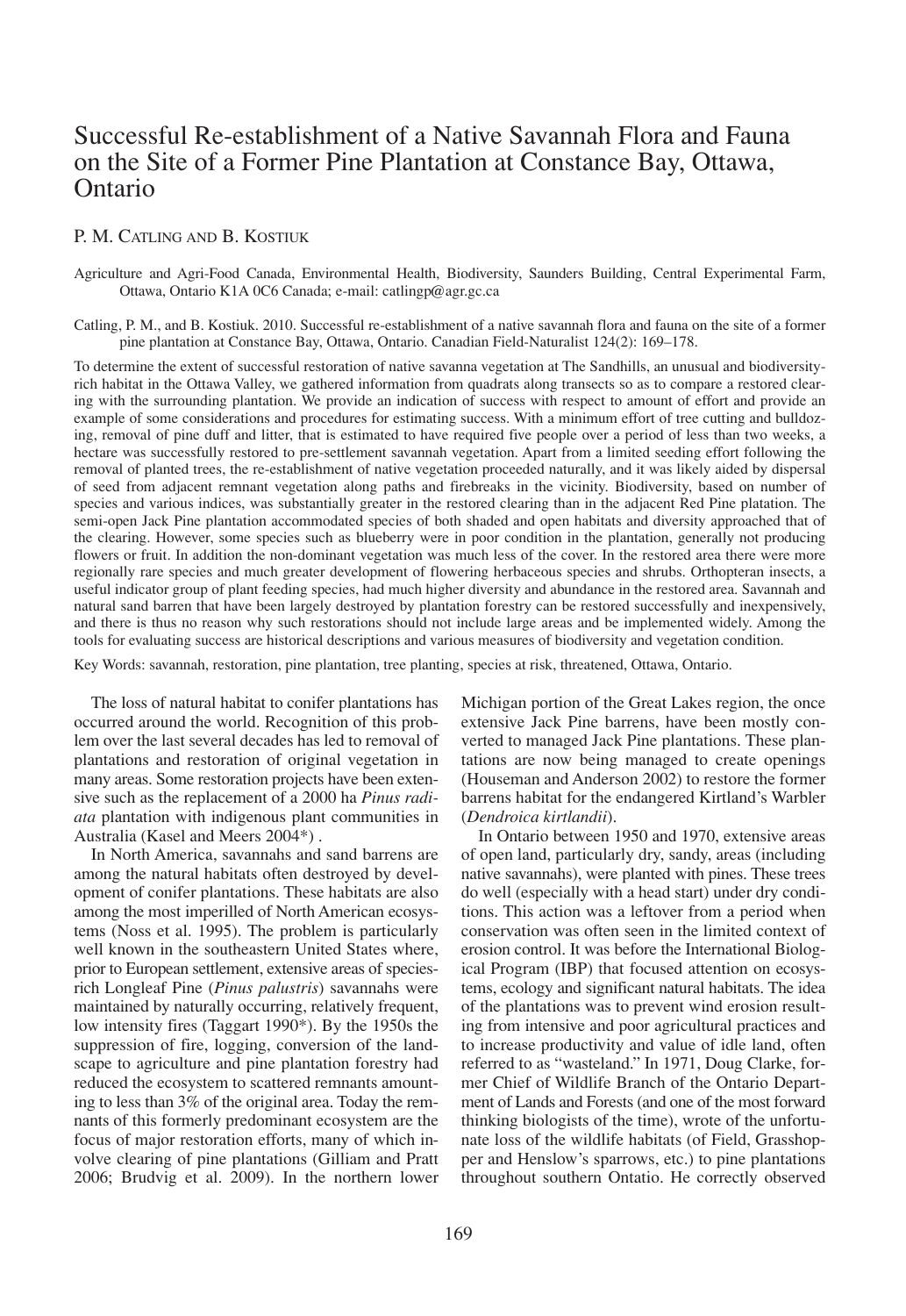# Successful Re-establishment of a Native Savannah Flora and Fauna on the Site of a Former Pine Plantation at Constance Bay, Ottawa, Ontario

P. M. CATLING AND B. KOSTIUK

Agriculture and Agri-Food Canada, Environmental Health, Biodiversity, Saunders Building, Central Experimental Farm, Ottawa, Ontario K1A 0C6 Canada; e-mail: catlingp@agr.gc.ca

Catling, P. M., and B. Kostiuk. 2010. Successful re-establishment of a native savannah flora and fauna on the site of a former pine plantation at Constance Bay, Ottawa, Ontario. Canadian Field-Naturalist 124(2): 169–178.

To determine the extent of successful restoration of native savanna vegetation at The Sandhills, an unusual and biodiversity-rich habitat in the Ottawa Valley, we gathered information from quadrats along transects so as to compare a restored clearing with the surrounding plantation. We provide an indication of success with respect to amount of effort and provide an example of some considerations and procedures for estimating success. With a minimum effort of tree cutting and bulldozing, removal of pine duff and litter, that is estimated to have required five people over a period of less than two weeks, a hectare was successfully restored to pre-settlement savannah vegetation. Apart from a limited seeding effort following the removal of planted trees, the re-establishment of native vegetation proceeded naturally, and it was likely aided by dispersal of seed from adjacent remnant vegetation along paths and firebreaks in the vicinity. Biodiversity, based on number of species and various indices, was substantially greater in the restored clearing than in the adjacent Red Pine platation. The semi-open Jack Pine plantation accommodated species of both shaded and open habitats and diversity approached that of the clearing. However, some species such as blueberry were in poor condition in the plantation, generally not producing flowers or fruit. In addition the non-dominant vegetation was much less of the cover. In the restored area there were more regionally rare species and much greater development of flowering herbaceous species and shrubs. Orthopteran insects, a useful indicator group of plant feeding species, had much higher diversity and abundance in the restored area. Savannah and natural sand barren that have been largely destroyed by plantation forestry can be restored successfully and inexpensively, and there is thus no reason why such restorations should not include large areas and be implemented widely. Among the tools for evaluating success are historical descriptions and various measures of biodiversity and vegetation condition.

Key Words: savannah, restoration, pine plantation, tree planting, species at risk, threatened, Ottawa, Ontario.

The loss of natural habitat to conifer plantations has occurred around the world. Recognition of this problem over the last several decades has led to removal of plantations and restoration of original vegetation in many areas. Some restoration projects have been extensive such as the replacement of a 2000 ha *Pinus radiata* plantation with indigenous plant communities in Australia (Kasel and Meers 2004*) .

In North America, savannahs and sand barrens are among the natural habitats often destroyed by development of conifer plantations. These habitats are also among the most imperilled of North American ecosystems (Noss et al. 1995). The problem is particularly well known in the southeastern United States where, prior to European settlement, extensive areas of species-rich Longleaf Pine (*Pinus palustris*) savannahs were maintained by naturally occurring, relatively frequent, low intensity fires (Taggart 1990*). By the 1950s the suppression of fire, logging, conversion of the landscape to agriculture and pine plantation forestry had reduced the ecosystem to scattered remnants amounting to less than 3% of the original area. Today the remnants of this formerly predominant ecosystem are the focus of major restoration efforts, many of which involve clearing of pine plantations (Gilliam and Pratt 2006; Brudvig et al. 2009). In the northern lower Michigan portion of the Great Lakes region, the once extensive Jack Pine barrens, have been mostly converted to managed Jack Pine plantations. These plantations are now being managed to create openings (Houseman and Anderson 2002) to restore the former barrens habitat for the endangered Kirtland's Warbler (*Dendroica kirtlandii*).

In Ontario between 1950 and 1970, extensive areas of open land, particularly dry, sandy, areas (including native savannahs), were planted with pines. These trees do well (especially with a head start) under dry conditions. This action was a leftover from a period when conservation was often seen in the limited context of erosion control. It was before the International Biological Program (IBP) that focused attention on ecosystems, ecology and significant natural habitats. The idea of the plantations was to prevent wind erosion resulting from intensive and poor agricultural practices and to increase productivity and value of idle land, often referred to as "wasteland." In 1971, Doug Clarke, former Chief of Wildlife Branch of the Ontario Department of Lands and Forests (and one of the most forward thinking biologists of the time), wrote of the unfortunate loss of the wildlife habitats (of Field, Grasshopper and Henslow's sparrows, etc.) to pine plantations throughout southern Ontatio. He correctly observed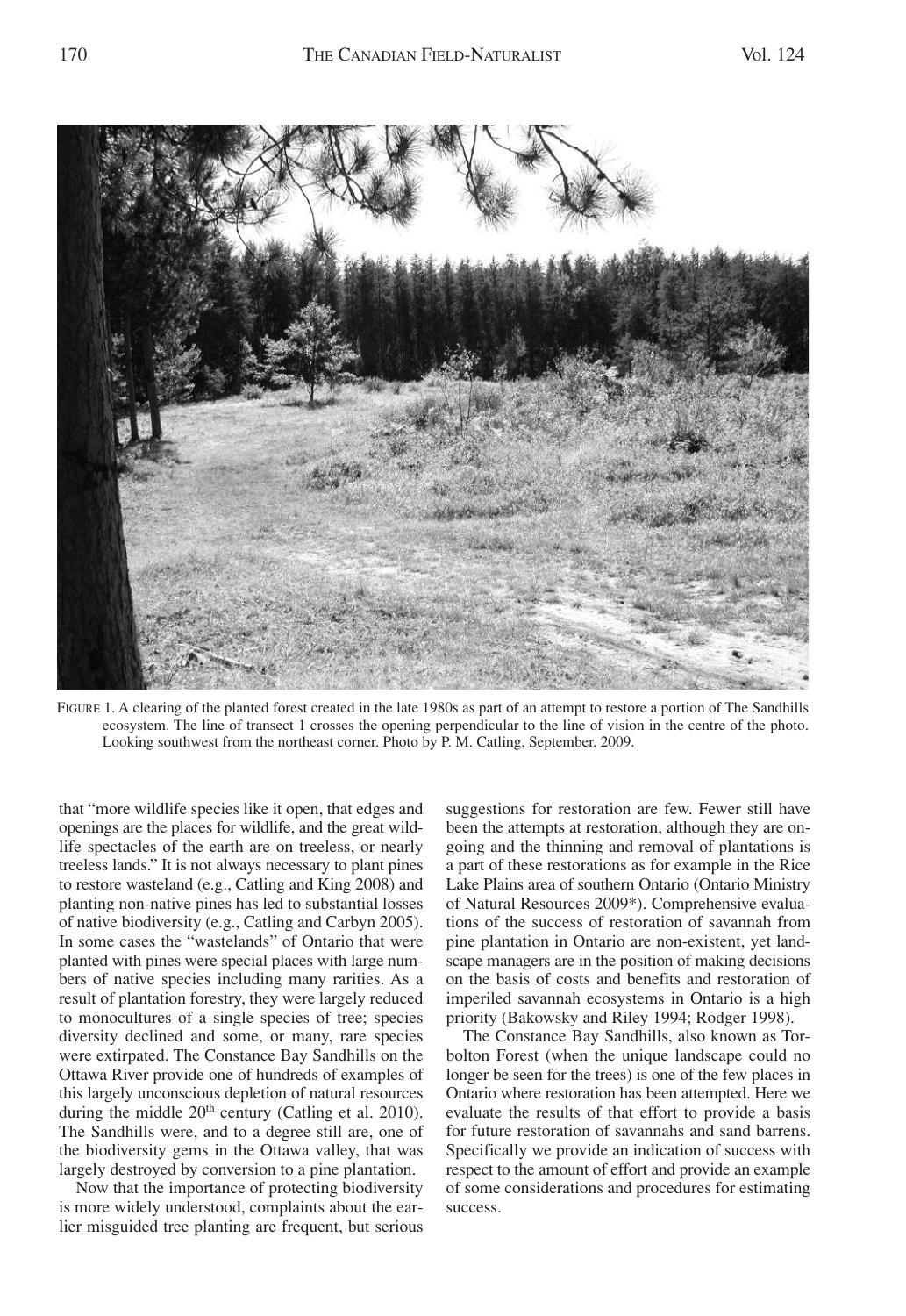FIGURE 1. A clearing of the planted forest created in the late 1980s as part of an attempt to restore a portion of The Sandhills ecosystem. The line of transect 1 crosses the opening perpendicular to the line of vision in the centre of the photo. Looking southwest from the northeast corner. Photo by P. M. Catling, September. 2009.

that "more wildlife species like it open, that edges and openings are the places for wildlife, and the great wildlife spectacles of the earth are on treeless, or nearly treeless lands." It is not always necessary to plant pines to restore wasteland (e.g., Catling and King 2008) and planting non-native pines has led to substantial losses of native biodiversity (e.g., Catling and Carbyn 2005). In some cases the "wastelands" of Ontario that were planted with pines were special places with large numbers of native species including many rarities. As a result of plantation forestry, they were largely reduced to monocultures of a single species of tree; species diversity declined and some, or many, rare species were extirpated. The Constance Bay Sandhills on the Ottawa River provide one of hundreds of examples of this largely unconscious depletion of natural resources during the middle 20[th] century (Catling et al. 2010). The Sandhills were, and to a degree still are, one of the biodiversity gems in the Ottawa valley, that was largely destroyed by conversion to a pine plantation.

Now that the importance of protecting biodiversity is more widely understood, complaints about the earlier misguided tree planting are frequent, but serious suggestions for restoration are few. Fewer still have been the attempts at restoration, although they are ongoing and the thinning and removal of plantations is a part of these restorations as for example in the Rice Lake Plains area of southern Ontario (Ontario Ministry of Natural Resources 2009*). Comprehensive evaluations of the success of restoration of savannah from pine plantation in Ontario are non-existent, yet landscape managers are in the position of making decisions on the basis of costs and benefits and restoration of imperiled savannah ecosystems in Ontario is a high priority (Bakowsky and Riley 1994; Rodger 1998).

The Constance Bay Sandhills, also known as Torbolton Forest (when the unique landscape could no longer be seen for the trees) is one of the few places in Ontario where restoration has been attempted. Here we evaluate the results of that effort to provide a basis for future restoration of savannahs and sand barrens. Specifically we provide an indication of success with respect to the amount of effort and provide an example of some considerations and procedures for estimating success.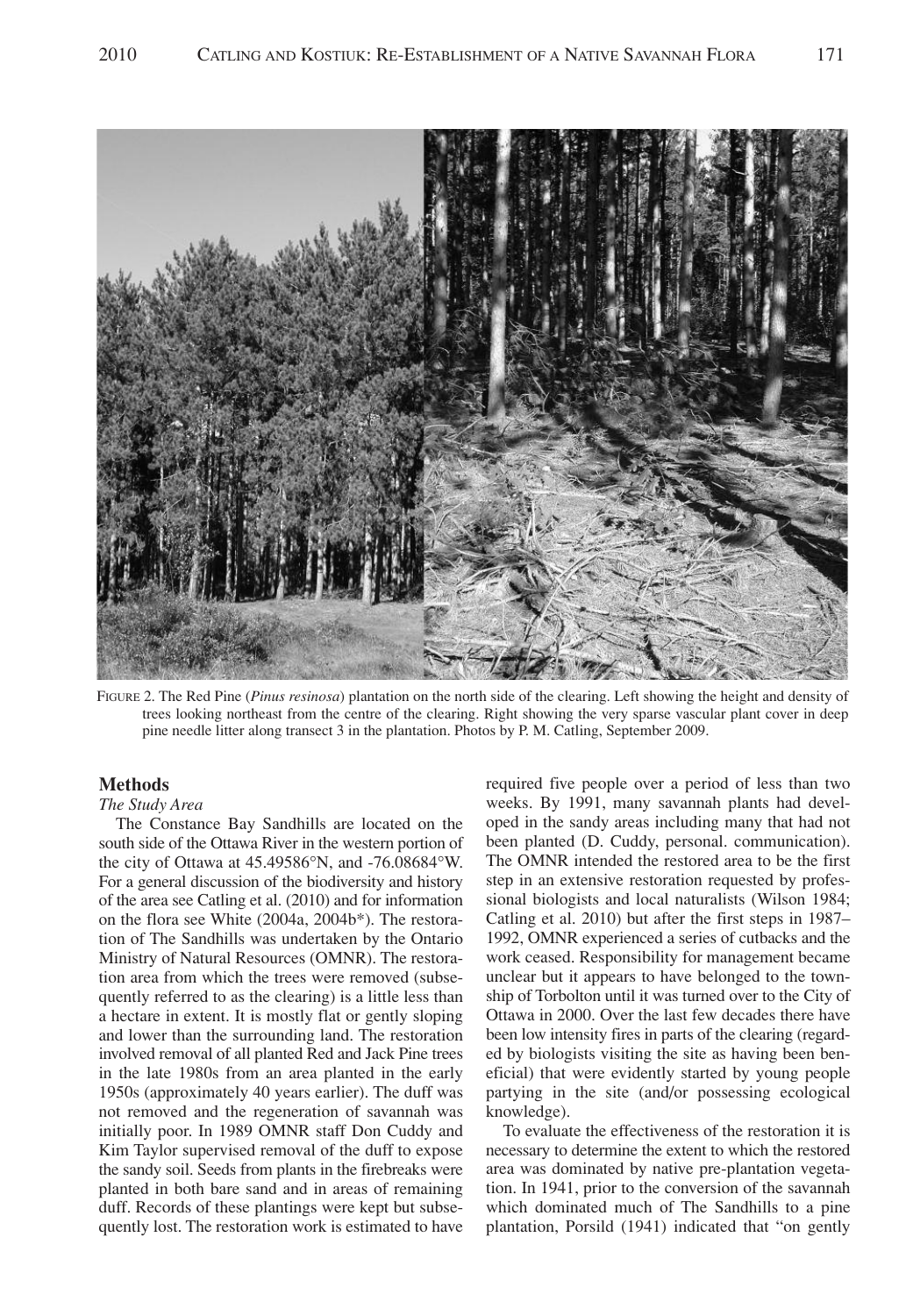FIGURE 2. The Red Pine (*Pinus resinosa*) plantation on the north side of the clearing. Left showing the height and density of trees looking northeast from the centre of the clearing. Right showing the very sparse vascular plant cover in deep pine needle litter along transect 3 in the plantation. Photos by P. M. Catling, September 2009.

## Methods

### *The Study Area*

The Constance Bay Sandhills are located on the south side of the Ottawa River in the western portion of the city of Ottawa at 45.49586°N, and -76.08684°W. For a general discussion of the biodiversity and history of the area see Catling et al. (2010) and for information on the flora see White (2004a, 2004b*). The restoration of The Sandhills was undertaken by the Ontario Ministry of Natural Resources (OMNR). The restoration area from which the trees were removed (subsequently referred to as the clearing) is a little less than a hectare in extent. It is mostly flat or gently sloping and lower than the surrounding land. The restoration involved removal of all planted Red and Jack Pine trees in the late 1980s from an area planted in the early 1950s (approximately 40 years earlier). The duff was not removed and the regeneration of savannah was initially poor. In 1989 OMNR staff Don Cuddy and Kim Taylor supervised removal of the duff to expose the sandy soil. Seeds from plants in the firebreaks were planted in both bare sand and in areas of remaining duff. Records of these plantings were kept but subsequently lost. The restoration work is estimated to have required five people over a period of less than two weeks. By 1991, many savannah plants had developed in the sandy areas including many that had not been planted (D. Cuddy, personal. communication). The OMNR intended the restored area to be the first step in an extensive restoration requested by professional biologists and local naturalists (Wilson 1984; Catling et al. 2010) but after the first steps in 1987–1992, OMNR experienced a series of cutbacks and the work ceased. Responsibility for management became unclear but it appears to have belonged to the township of Torbolton until it was turned over to the City of Ottawa in 2000. Over the last few decades there have been low intensity fires in parts of the clearing (regarded by biologists visiting the site as having been beneficial) that were evidently started by young people partying in the site (and/or possessing ecological knowledge).

To evaluate the effectiveness of the restoration it is necessary to determine the extent to which the restored area was dominated by native pre-plantation vegetation. In 1941, prior to the conversion of the savannah which dominated much of The Sandhills to a pine plantation, Porsild (1941) indicated that "on gently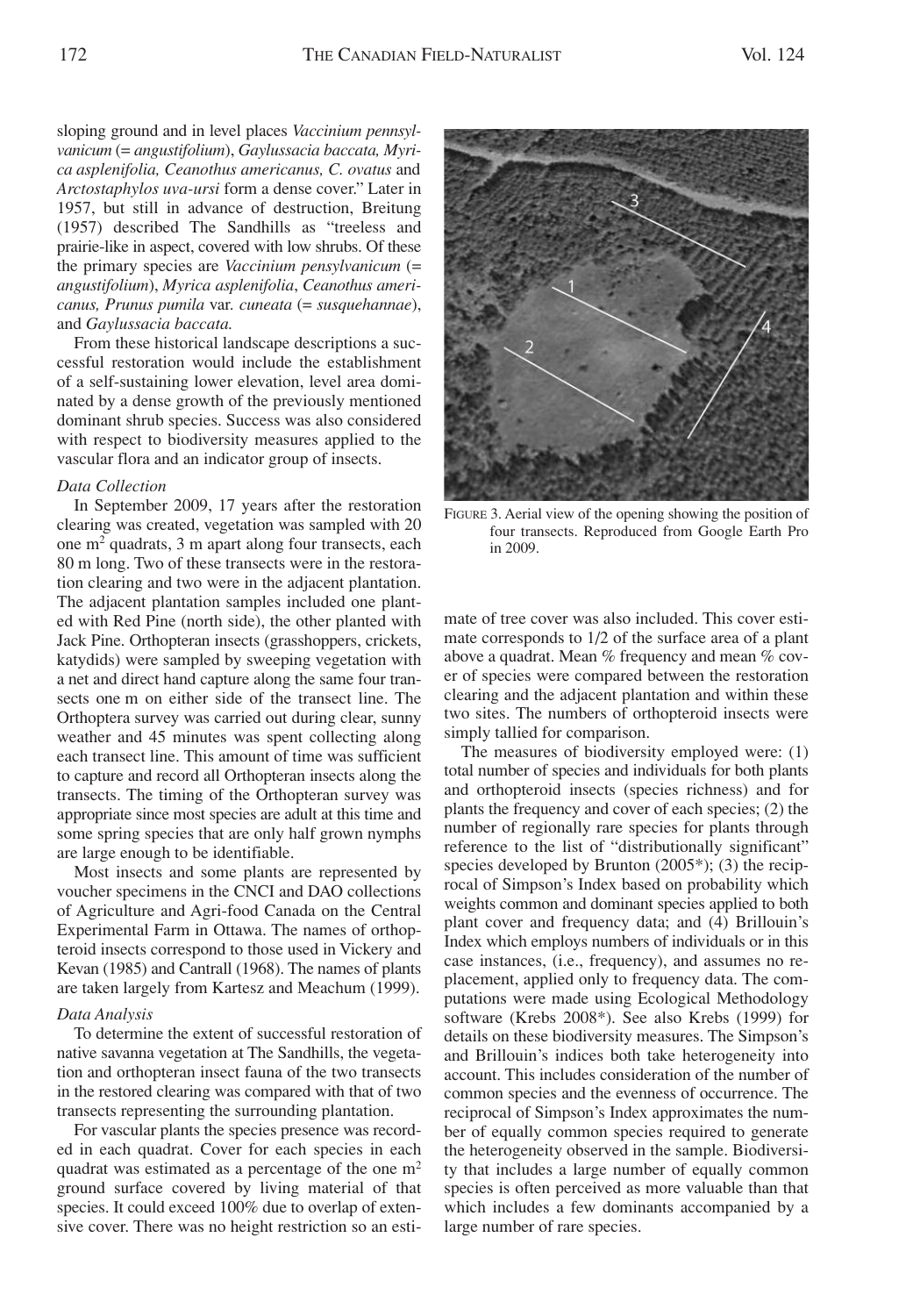sloping ground and in level places *Vaccinium pennsylvanicum* (= *angustifolium*), *Gaylussacia baccata, Myrica asplenifolia, Ceanothus americanus, C. ovatus* and *Arctostaphylos uva-ursi* form a dense cover." Later in 1957, but still in advance of destruction, Breitung (1957) described The Sandhills as "treeless and prairie-like in aspect, covered with low shrubs. Of these the primary species are *Vaccinium pensylvanicum* (= *angustifolium*), *Myrica asplenifolia*, *Ceanothus americanus, Prunus pumila* var. *cuneata* (= *susquehannae*), and *Gaylussacia baccata.*

From these historical landscape descriptions a successful restoration would include the establishment of a self-sustaining lower elevation, level area dominated by a dense growth of the previously mentioned dominant shrub species. Success was also considered with respect to biodiversity measures applied to the vascular flora and an indicator group of insects.

### *Data Collection*

In September 2009, 17 years after the restoration clearing was created, vegetation was sampled with 20 one $m^2$ quadrats, 3 m apart along four transects, each 80 m long. Two of these transects were in the restoration clearing and two were in the adjacent plantation. The adjacent plantation samples included one planted with Red Pine (north side), the other planted with Jack Pine. Orthopteran insects (grasshoppers, crickets, katydids) were sampled by sweeping vegetation with a net and direct hand capture along the same four transects one m on either side of the transect line. The Orthoptera survey was carried out during clear, sunny weather and 45 minutes was spent collecting along each transect line. This amount of time was sufficient to capture and record all Orthopteran insects along the transects. The timing of the Orthopteran survey was appropriate since most species are adult at this time and some spring species that are only half grown nymphs are large enough to be identifiable.

Most insects and some plants are represented by voucher specimens in the CNCI and DAO collections of Agriculture and Agri-food Canada on the Central Experimental Farm in Ottawa. The names of orthopteroid insects correspond to those used in Vickery and Kevan (1985) and Cantrall (1968). The names of plants are taken largely from Kartesz and Meachum (1999).

### *Data Analysis*

To determine the extent of successful restoration of native savanna vegetation at The Sandhills, the vegetation and orthopteran insect fauna of the two transects in the restored clearing was compared with that of two transects representing the surrounding plantation.

For vascular plants the species presence was recorded in each quadrat. Cover for each species in each quadrat was estimated as a percentage of the one $m^2$ ground surface covered by living material of that species. It could exceed 100% due to overlap of extensive cover. There was no height restriction so an estimate of tree cover was also included. This cover estimate corresponds to 1/2 of the surface area of a plant above a quadrat. Mean % frequency and mean % cover of species were compared between the restoration clearing and the adjacent plantation and within these two sites. The numbers of orthopteroid insects were simply tallied for comparison.

The measures of biodiversity employed were: (1) total number of species and individuals for both plants and orthopteroid insects (species richness) and for plants the frequency and cover of each species; (2) the number of regionally rare species for plants through reference to the list of "distributionally significant" species developed by Brunton (2005*); (3) the reciprocal of Simpson's Index based on probability which weights common and dominant species applied to both plant cover and frequency data; and (4) Brillouin's Index which employs numbers of individuals or in this case instances, (i.e., frequency), and assumes no replacement, applied only to frequency data. The computations were made using Ecological Methodology software (Krebs 2008*). See also Krebs (1999) for details on these biodiversity measures. The Simpson's and Brillouin's indices both take heterogeneity into account. This includes consideration of the number of common species and the evenness of occurrence. The reciprocal of Simpson's Index approximates the number of equally common species required to generate the heterogeneity observed in the sample. Biodiversity that includes a large number of equally common species is often perceived as more valuable than that which includes a few dominants accompanied by a large number of rare species.

FIGURE 3. Aerial view of the opening showing the position of four transects. Reproduced from Google Earth Pro in 2009.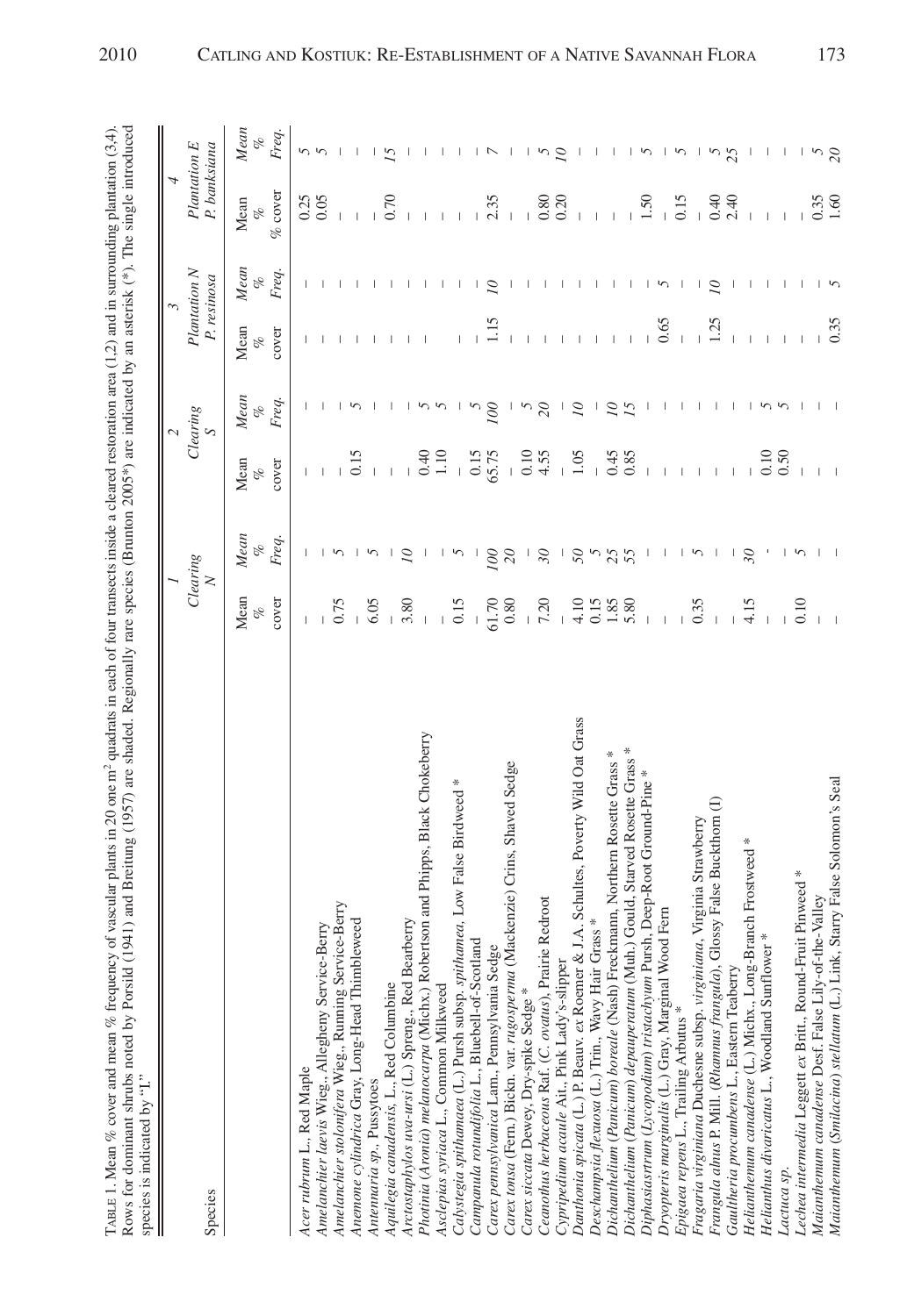TABLE 1. Mean % cover and mean % frequency of vascular plants in 20 one $m^2$ quadrats in each of four transects inside a cleared restoration area (1,2) and in surrounding plantation (3,4). Rows for dominant shrubs noted by Porsild (1941) and Breitung (1957) are shaded. Regionally rare species (Brunton 2005*) are indicated by an asterisk (*). The single introduced species is indicated by "I."

| Species | 1 Clearing N | | 2 Clearing S | | 3 Plantation N *P. resinosa* | | 4 Plantation E *P. banksiana* | |
|---|---|---|---|---|---|---|---|---|
| | Mean % cover | *Mean % Freq.* | Mean % cover | *Mean % Freq.* | Mean % cover | *Mean % Freq.* | Mean % cover | *Mean % Freq.* |
| *Acer rubrum* L., Red Maple | – | – | – | – | – | – | 0.25 | *5* |
| *Amelanchier laevis* Wieg., Allegheny Service-Berry | – | – | – | – | – | – | 0.05 | *5* |
| *Amelanchier stolonifera* Wieg., Running Service-Berry | 0.75 | *5* | – | – | – | – | – | – |
| *Anemone cylindrica* Gray, Long-Head Thimbleweed | – | – | 0.15 | *5* | – | – | – | – |
| *Antennaria sp.*, Pussytoes | 6.05 | *5* | – | – | – | – | – | – |
| *Aquilegia canadensis*, L., Red Columbine | – | – | – | – | – | – | – | – |
| *Arctostaphylos uva-ursi* (L.) Spreng., Red Bearberry | 3.80 | *10* | – | – | – | – | 0.70 | *15* |
| *Photinia* (*Aronia*) *melanocarpa* (Michx.) Robertson and Phipps, Black Chokeberry | – | – | 0.40 | *5* | – | – | – | – |
| *Asclepias syriaca* L., Common Milkweed | – | – | 1.10 | *5* | – | – | – | – |
| *Calystegia spithamaea* (L.) Pursh subsp. *spithamea*, Low False Birdweed * | 0.15 | *5* | – | – | – | – | – | – |
| *Campanula rotundifolia* L., Bluebell-of-Scotland | – | – | 0.15 | *5* | – | – | – | – |
| *Carex pennsylvanica* Lam., Pennsylvania Sedge | 61.70 | *100* | 65.75 | *100* | 1.15 | *10* | 2.35 | *7* |
| *Carex tonsa* (Fern.) Bickn. var. *rugosperma* (Mackenzie) Crins, Shaved Sedge | 0.80 | *20* | – | – | – | – | – | – |
| *Carex siccata* Dewey, Dry-spike Sedge * | – | – | 0.10 | *5* | – | – | – | – |
| *Ceanothus herbaceous* Raf. (*C. ovatus*), Prairie Redroot | 7.20 | *30* | 4.55 | *20* | – | – | 0.80 | *5* |
| *Cypripedium acaule* Ait., Pink Lady's-slipper | – | – | – | – | – | – | 0.20 | *10* |
| *Danthonia spicata* (L.) P. Beauv. *ex* Roemer & J.A. Schultes, Poverty Wild Oat Grass | 4.10 | *50* | 1.05 | *10* | – | – | – | – |
| *Deschampsia flexuosa* (L.) Trin., Wavy Hair Grass * | 0.15 | *5* | – | – | – | – | – | – |
| *Dichanthelium* (*Panicum*) *boreale* (Nash) Freckmann, Northern Rosette Grass * | 1.85 | *25* | 0.45 | *10* | – | – | – | – |
| *Dichanthelium* (*Panicum*) *depauperatum* (Muh.) Gould, Starved Rosette Grass * | 5.80 | *55* | 0.85 | *15* | – | – | – | – |
| *Diphasiastrum* (*Lycopodium*) *tristachyum* Pursh, Deep-Root Ground-Pine * | – | – | – | – | – | – | 1.50 | *5* |
| *Dryopteris marginalis* (L.) Gray, Marginal Wood Fern | – | – | – | – | 0.65 | *5* | – | – |
| *Epigaea repens* L., Trailing Arbutus * | – | – | – | – | – | – | 0.15 | *5* |
| *Fragaria virginiana* Duchesne subsp. *virginiana*, Virginia Strawberry | 0.35 | *5* | – | – | – | – | – | – |
| *Frangula alnus* P. Mill. (*Rhamnus frangula*), Glossy False Buckthorn (I) | – | – | – | – | 1.25 | *10* | 0.40 | *5* |
| *Gaultheria procumbens* L., Eastern Teaberry | – | – | – | – | – | – | 2.40 | *25* |
| *Helianthemum canadense* (L.) Michx., Long-Branch Frostweed * | 4.15 | *30* | – | – | – | – | – | – |
| *Helianthus divaricatus* L., Woodland Sunflower * | – | – | 0.10 | *5* | – | – | – | – |
| *Lactuca sp.* | – | – | 0.50 | *5* | – | – | – | – |
| *Lechea intermedia* Leggett *ex* Britt., Round-Fruit Pinweed * | 0.10 | *5* | – | – | – | – | – | – |
| *Maianthemum canadense* Desf. False Lily-of-the-Valley | – | – | – | – | – | – | 0.35 | *5* |
| *Maianthemum* (*Smilacina*) *stellatum* (L.) Link, Starry False Solomon's Seal | – | – | – | – | 0.35 | *5* | 1.60 | *20* |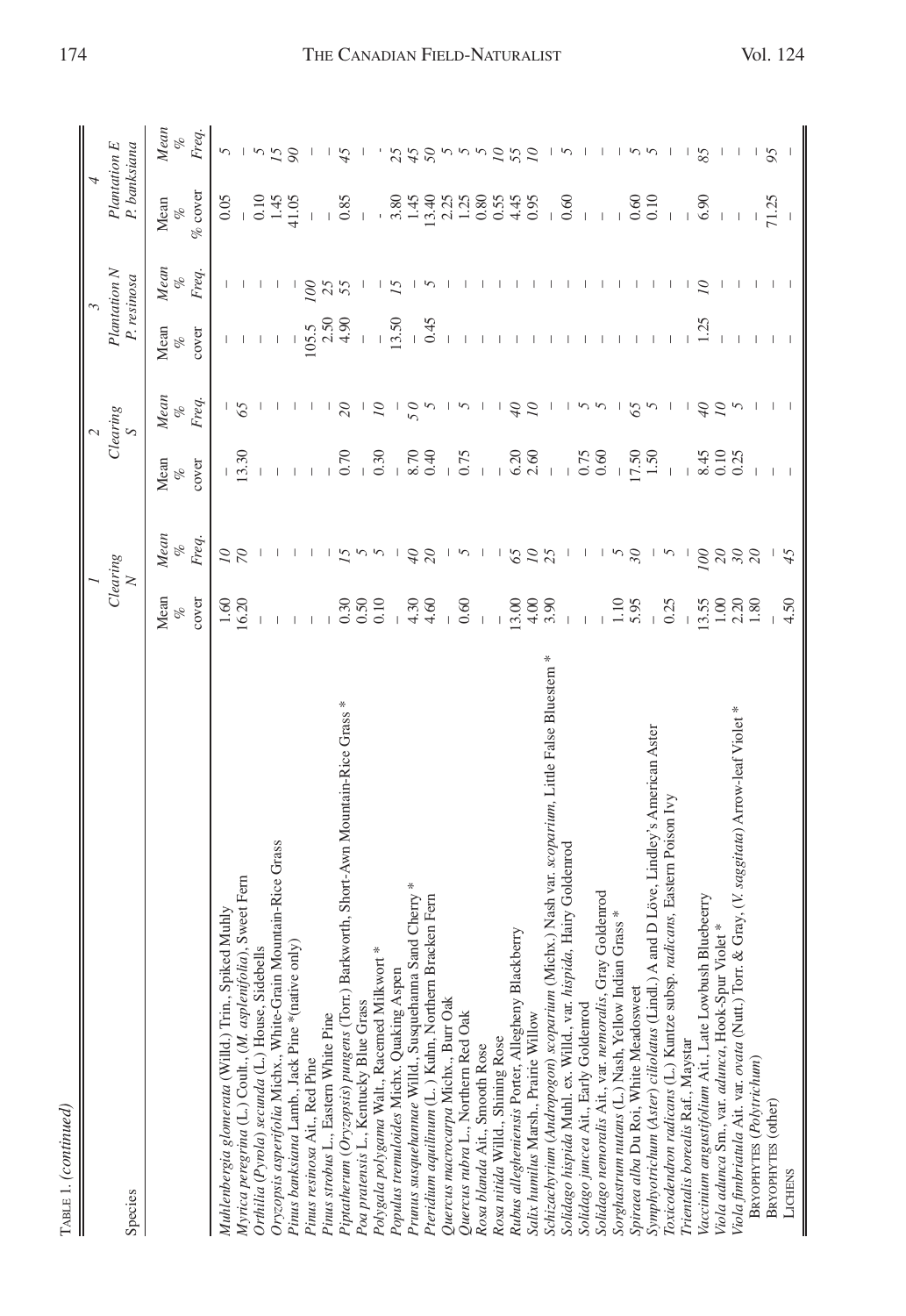TABLE 1. (continued)

| Species | 1 Clearing N | | 2 Clearing S | | 3 Plantation N *P. resinosa* | | 4 Plantation E *P. banksiana* | |
|---|---|---|---|---|---|---|---|---|
| | Mean % cover | *Mean % Freq.* | Mean % cover | *Mean % Freq.* | Mean % cover | *Mean % Freq.* | Mean % % cover | *Mean % Freq.* |
| *Muhlenbergia glomerata* (Willd.) Trin., Spiked Muhly | 1.60 | *10* | – | – | – | – | 0.05 | *5* |
| *Myrica peregrina* (L.) Coult., (*M. asplenifolia*), Sweet Fern | 16.20 | *70* | 13.30 | *65* | – | – | – | – |
| *Orthilia* (*Pyrola*) *secunda* (L.) House, Sidebells | – | – | – | – | – | – | 0.10 | *5* |
| *Oryzopsis asperifolia* Michx., White-Grain Mountain-Rice Grass | – | – | – | – | – | – | 1.45 | *15* |
| *Pinus banksiana* Lamb., Jack Pine *(native only) | – | – | – | – | – | – | 41.05 | *90* |
| *Pinus resinosa* Ait., Red Pine | – | – | – | – | 105.5 | *100* | – | – |
| *Pinus strobus* L., Eastern White Pine | – | – | – | – | 2.50 | *25* | – | – |
| *Piptatherum* (*Oryzopsis*) *pungens* (Torr.) Barkworth, Short-Awn Mountain-Rice Grass * | 0.30 | *15* | 0.70 | *20* | 4.90 | *55* | 0.85 | *45* |
| *Poa pratensis* L., Kentucky Blue Grass | 0.50 | *5* | – | – | – | – | – | – |
| *Polygala polygama* Walt., Racemed Milkwort * | 0.10 | *5* | 0.30 | *10* | – | – | – | – |
| *Populus tremuloides* Michx. Quaking Aspen | – | – | – | – | 13.50 | *15* | 3.80 | *25* |
| *Prunus susquehannae* Willd., Susquehanna Sand Cherry * | 4.30 | *40* | 8.70 | *50* | – | – | 1.45 | *45* |
| *Pteridium aquilinum* (L.) Kuhn, Northern Bracken Fern | 4.60 | *20* | 0.40 | *5* | 0.45 | *5* | 13.40 | *50* |
| *Quercus macrocarpa* Michx., Burr Oak | – | – | – | – | – | – | 2.25 | *5* |
| *Quercus rubra* L., Northern Red Oak | 0.60 | *5* | 0.75 | *5* | – | – | 1.25 | *5* |
| *Rosa blanda* Ait., Smooth Rose | – | – | – | – | – | – | 0.80 | *5* |
| *Rosa nitida* Willd., Shining Rose | – | – | – | – | – | – | 0.55 | *10* |
| *Rubus allegheniensis* Porter, Allegheny Blackberry | 13.00 | *65* | 6.20 | *40* | – | – | 4.45 | *55* |
| *Salix humilis* Marsh., Prairie Willow | 4.00 | *10* | 2.60 | *10* | – | – | 0.95 | *10* |
| *Schizachyrium* (*Andropogon*) *scoparium* (Michx.) Nash var. *scoparium*, Little False Bluestem * | 3.90 | *25* | – | – | – | – | – | – |
| *Solidago hispida* Muhl. ex. Willd., var. *hispida*, Hairy Goldenrod | – | – | – | – | – | – | 0.60 | *5* |
| *Solidago juncea* Ait., Early Goldenrod | – | – | 0.75 | *5* | – | – | – | – |
| *Solidago nemoralis* Ait., var. *nemoralis*, Gray Goldenrod | – | – | 0.60 | *5* | – | – | – | – |
| *Sorghastrum nutans* (L.) Nash, Yellow Indian Grass * | 1.10 | *5* | – | – | – | – | – | – |
| *Spiraea alba* Du Roi, White Meadowsweet | 5.95 | *30* | 17.50 | *65* | – | – | 0.60 | *5* |
| *Symphyotrichum* (*Aster*) *ciliolatus* (Lindl.) A and D Löve, Lindley's American Aster | – | – | 1.50 | *5* | – | – | 0.10 | *5* |
| *Toxicodendron radicans* (L.) Kuntze subsp. *radicans*, Eastern Poison Ivy | 0.25 | *5* | – | – | – | – | – | – |
| *Trientalis borealis* Raf., Maystar | – | – | – | – | – | – | – | – |
| *Vaccinium angustifolium* Ait., Late Lowbush Bluebeerry | 13.55 | *100* | 8.45 | *40* | 1.25 | *10* | 6.90 | *85* |
| *Viola adunca* Sm., var. *adunca*, Hook-Spur Violet * | 1.00 | *20* | 0.10 | *10* | – | – | – | – |
| *Viola fimbriatula* Ait. var. *ovata* (Nutt.) Torr. & Gray, (*V. saggitata*) Arrow-leaf Violet * | 2.20 | *30* | 0.25 | *5* | – | – | – | – |
| BRYOPHYTES (*Polytrichum*) | 1.80 | *20* | – | – | – | – | – | – |
| BRYOPHYTES (other) | – | – | – | – | – | – | 71.25 | *95* |
| LICHENS | 4.50 | *45* | – | – | – | – | – | – |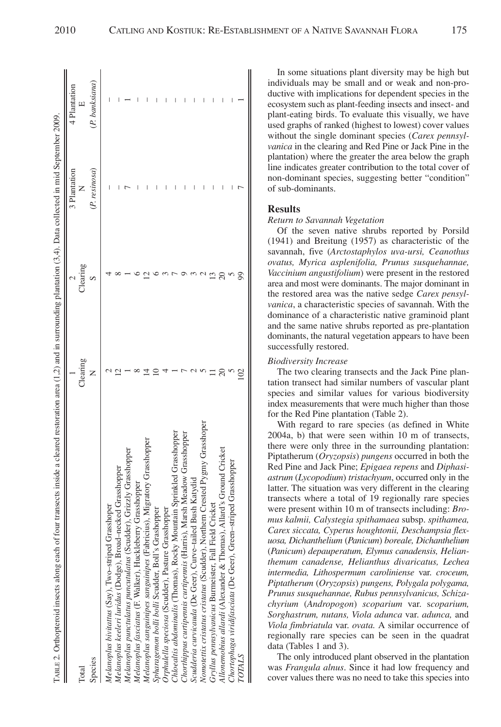TABLE 2. Orthopteroid insects along each of four transects inside a cleared restoration area (1,2) and in surrounding plantation (3,4). Data collected in mid September 2009.

| Total | 1 | 2 | 3 Plantation | 4 Plantation |
|---|---|---|---|---|
| | Clearing | Clearing | N | E |
| Species | N | S | (*P. resinosa*) | (*P. banksiana*) |
| *Melanoplus bivittatus* (Say), Two-striped Grasshoper | 2 | 4 | – | – |
| *Melanoplus keeleri luridus* (Dodge), Broad-necked Grasshopper | 12 | 8 | – | – |
| *Melanoplus punctulatus punctulatus* (Scudder), Grizzly Grasshopper | 1 | 1 | 7 | 1 |
| *Melanoplus fasciatus* (F. Walker), Huckleberry Grasshopper | 8 | 6 | – | – |
| *Melanoplus sanguinipes sanguinipes* (Fabricius), Migratory Grasshopper | 14 | 12 | – | – |
| *Spharagemon bolli bolli* Scudder, Boll's Grasshopper | 10 | 6 | – | – |
| *Orphulella speciosa* (Scudder), Pasture Grasshopper | 4 | 3 | – | – |
| *Chloealtis abdominalis* (Thomas), Rocky Mountain Sprinkled Grasshopper | 1 | 7 | – | – |
| *Chorthippus curtipennis curtipennis* (Harris), Marsh Meadow Grasshopper | 7 | 9 | – | – |
| *Scudderia curvicauda* (De Geer), Curve-tailed Bush Katydid | 2 | 3 | – | – |
| *Nomotettix cristatus cristatus* (Scudder), Northern Crested Pygmy Grasshoper | 5 | 2 | – | – |
| *Gryllus pennsylvanicus* Burmeister, Fall Field Cricket | 11 | 13 | – | – |
| *Allonemobius allardi* (Alexander & Thomas), Allard's Ground Cricket | 20 | 20 | – | – |
| *Chortophaga viridifasciata* (De Geer), Green-striped Grasshopper | 5 | 5 | – | – |
| *TOTALS* | 102 | 99 | 7 | 1 |

In some situations plant diversity may be high but individuals may be small and or weak and non-productive with implications for dependent species in the ecosystem such as plant-feeding insects and insect- and plant-eating birds. To evaluate this visually, we have used graphs of ranked (highest to lowest) cover values without the single dominant species (*Carex pennsylvanica* in the clearing and Red Pine or Jack Pine in the plantation) where the greater the area below the graph line indicates greater contribution to the total cover of non-dominant species, suggesting better "condition" of sub-dominants.

## Results

*Return to Savannah Vegetation*

Of the seven native shrubs reported by Porsild (1941) and Breitung (1957) as characteristic of the savannah, five (*Arctostaphylos uva-ursi, Ceanothus ovatus, Myrica asplenifolia, Prunus susquehannae, Vaccinium angustifolium*) were present in the restored area and most were dominants. The major dominant in the restored area was the native sedge *Carex pensylvanica*, a characteristic species of savannah. With the dominance of a characteristic native graminoid plant and the same native shrubs reported as pre-plantation dominants, the natural vegetation appears to have been successfully restored.

*Biodiversity Increase*

The two clearing transects and the Jack Pine plantation transect had similar numbers of vascular plant species and similar values for various biodiversity index measurements that were much higher than those for the Red Pine plantation (Table 2).

With regard to rare species (as defined in White 2004a, b) that were seen within 10 m of transects, there were only three in the surrounding plantation: Piptatherum (*Oryzopsis*) *pungens* occurred in both the Red Pine and Jack Pine; *Epigaea repens* and *Diphasiastrum* (*Lycopodium*) *tristachyum*, occurred only in the latter. The situation was very different in the clearing transects where a total of 19 regionally rare species were present within 10 m of transects including: *Bromus kalmii, Calystegia spithamaea* subsp. *spithamea, Carex siccata, Cyperus houghtonii, Deschampsia flexuosa, Dichanthelium* (*Panicum*) *boreale, Dichanthelium* (*Panicum*) *depauperatum, Elymus canadensis, Helianthemum canadense, Helianthus divaricatus, Lechea intermedia, Lithospermum caroliniense* var. *croceum, Piptatherum* (*Oryzopsis*) *pungens, Polygala polygama, Prunus susquehannae, Rubus pennsylvanicus, Schizachyrium* (*Andropogon*) *scoparium* var. *scoparium, Sorghastrum, nutans, Viola adunca* var. *adunca,* and *Viola fimbriatula* var. *ovata.* A similar occurrence of regionally rare species can be seen in the quadrat data (Tables 1 and 3).

The only introduced plant observed in the plantation was *Frangula alnus*. Since it had low frequency and cover values there was no need to take this species into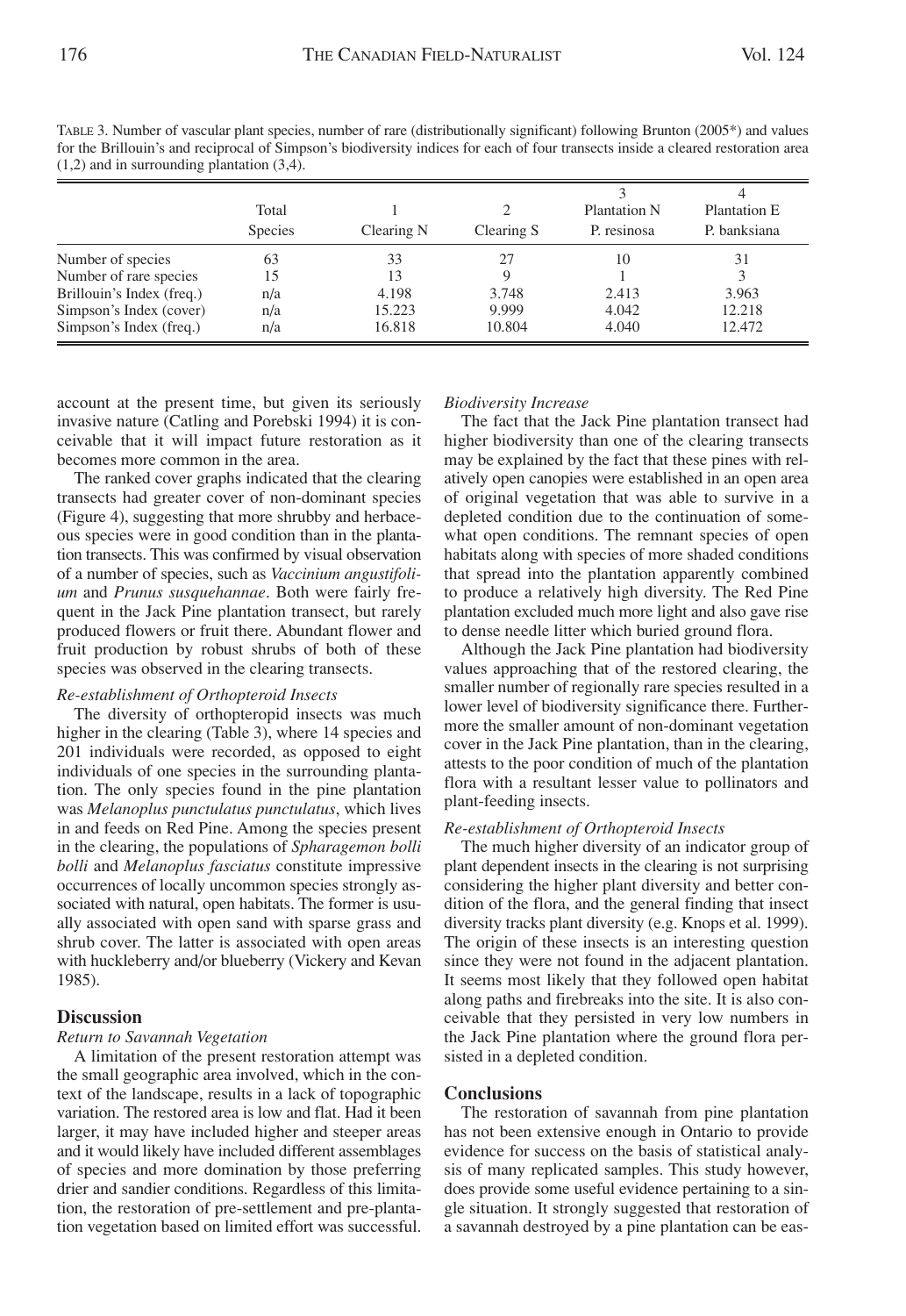TABLE 3. Number of vascular plant species, number of rare (distributionally significant) following Brunton (2005*) and values for the Brillouin's and reciprocal of Simpson's biodiversity indices for each of four transects inside a cleared restoration area (1,2) and in surrounding plantation (3,4).

| | Total Species | 1 Clearing N | 2 Clearing S | 3 Plantation N P. resinosa | 4 Plantation E P. banksiana |
|---|---|---|---|---|---|
| Number of species | 63 | 33 | 27 | 10 | 31 |
| Number of rare species | 15 | 13 | 9 | 1 | 3 |
| Brillouin's Index (freq.) | n/a | 4.198 | 3.748 | 2.413 | 3.963 |
| Simpson's Index (cover) | n/a | 15.223 | 9.999 | 4.042 | 12.218 |
| Simpson's Index (freq.) | n/a | 16.818 | 10.804 | 4.040 | 12.472 |

account at the present time, but given its seriously invasive nature (Catling and Porebski 1994) it is conceivable that it will impact future restoration as it becomes more common in the area.

The ranked cover graphs indicated that the clearing transects had greater cover of non-dominant species (Figure 4), suggesting that more shrubby and herbaceous species were in good condition than in the plantation transects. This was confirmed by visual observation of a number of species, such as *Vaccinium angustifolium* and *Prunus susquehannae*. Both were fairly frequent in the Jack Pine plantation transect, but rarely produced flowers or fruit there. Abundant flower and fruit production by robust shrubs of both of these species was observed in the clearing transects.

### *Re-establishment of Orthopteroid Insects*

The diversity of orthopteropid insects was much higher in the clearing (Table 3), where 14 species and 201 individuals were recorded, as opposed to eight individuals of one species in the surrounding plantation. The only species found in the pine plantation was *Melanoplus punctulatus punctulatus*, which lives in and feeds on Red Pine. Among the species present in the clearing, the populations of *Spharagemon bolli bolli* and *Melanoplus fasciatus* constitute impressive occurrences of locally uncommon species strongly associated with natural, open habitats. The former is usually associated with open sand with sparse grass and shrub cover. The latter is associated with open areas with huckleberry and/or blueberry (Vickery and Kevan 1985).

## Discussion

### *Return to Savannah Vegetation*

A limitation of the present restoration attempt was the small geographic area involved, which in the context of the landscape, results in a lack of topographic variation. The restored area is low and flat. Had it been larger, it may have included higher and steeper areas and it would likely have included different assemblages of species and more domination by those preferring drier and sandier conditions. Regardless of this limitation, the restoration of pre-settlement and pre-plantation vegetation based on limited effort was successful.

### *Biodiversity Increase*

The fact that the Jack Pine plantation transect had higher biodiversity than one of the clearing transects may be explained by the fact that these pines with relatively open canopies were established in an open area of original vegetation that was able to survive in a depleted condition due to the continuation of somewhat open conditions. The remnant species of open habitats along with species of more shaded conditions that spread into the plantation apparently combined to produce a relatively high diversity. The Red Pine plantation excluded much more light and also gave rise to dense needle litter which buried ground flora.

Although the Jack Pine plantation had biodiversity values approaching that of the restored clearing, the smaller number of regionally rare species resulted in a lower level of biodiversity significance there. Furthermore the smaller amount of non-dominant vegetation cover in the Jack Pine plantation, than in the clearing, attests to the poor condition of much of the plantation flora with a resultant lesser value to pollinators and plant-feeding insects.

### *Re-establishment of Orthopteroid Insects*

The much higher diversity of an indicator group of plant dependent insects in the clearing is not surprising considering the higher plant diversity and better condition of the flora, and the general finding that insect diversity tracks plant diversity (e.g. Knops et al. 1999). The origin of these insects is an interesting question since they were not found in the adjacent plantation. It seems most likely that they followed open habitat along paths and firebreaks into the site. It is also conceivable that they persisted in very low numbers in the Jack Pine plantation where the ground flora persisted in a depleted condition.

## Conclusions

The restoration of savannah from pine plantation has not been extensive enough in Ontario to provide evidence for success on the basis of statistical analysis of many replicated samples. This study however, does provide some useful evidence pertaining to a single situation. It strongly suggested that restoration of a savannah destroyed by a pine plantation can be eas-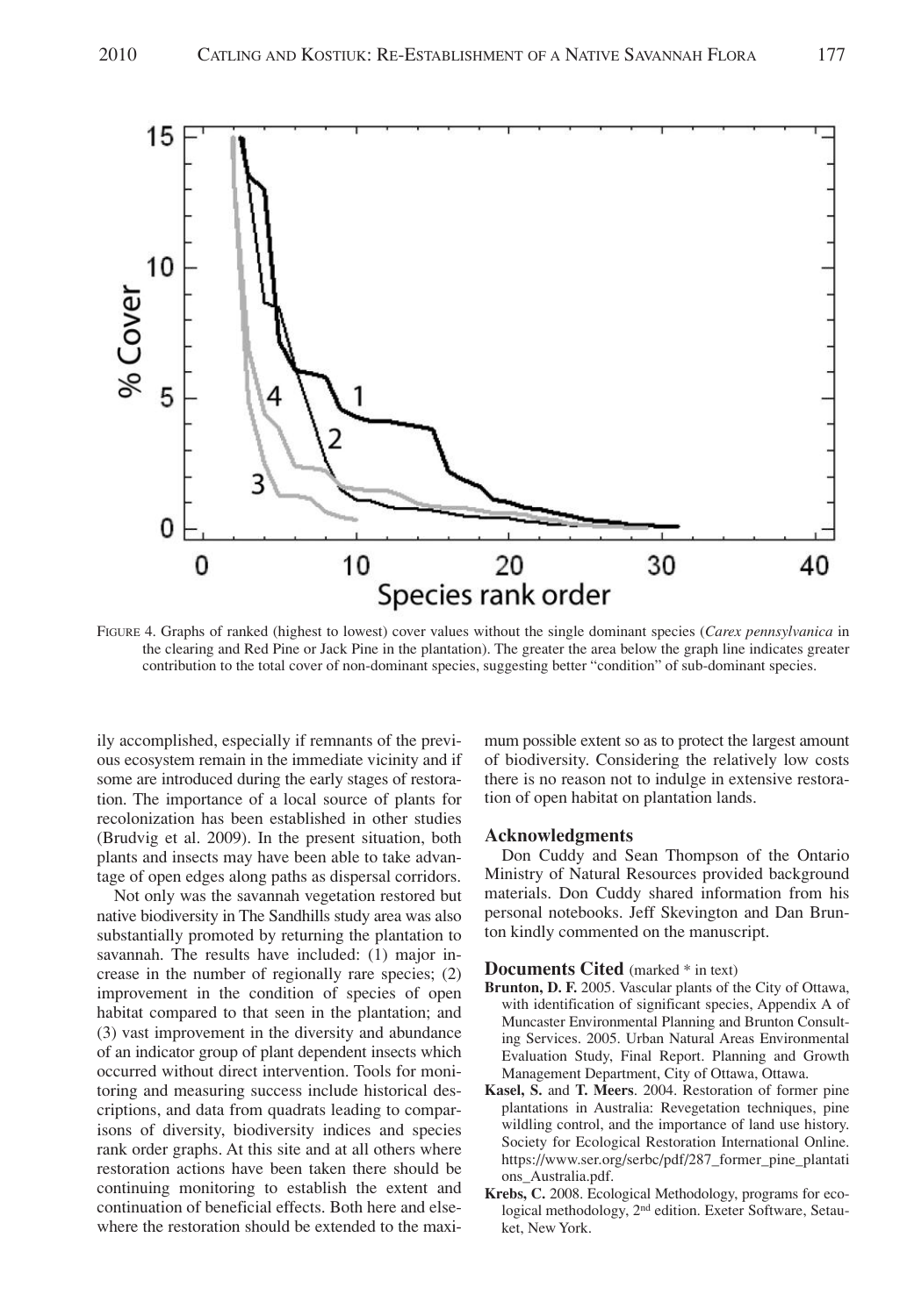FIGURE 4. Graphs of ranked (highest to lowest) cover values without the single dominant species (*Carex pennsylvanica* in the clearing and Red Pine or Jack Pine in the plantation). The greater the area below the graph line indicates greater contribution to the total cover of non-dominant species, suggesting better "condition" of sub-dominant species.

ily accomplished, especially if remnants of the previous ecosystem remain in the immediate vicinity and if some are introduced during the early stages of restoration. The importance of a local source of plants for recolonization has been established in other studies (Brudvig et al. 2009). In the present situation, both plants and insects may have been able to take advantage of open edges along paths as dispersal corridors.

Not only was the savannah vegetation restored but native biodiversity in The Sandhills study area was also substantially promoted by returning the plantation to savannah. The results have included: (1) major increase in the number of regionally rare species; (2) improvement in the condition of species of open habitat compared to that seen in the plantation; and (3) vast improvement in the diversity and abundance of an indicator group of plant dependent insects which occurred without direct intervention. Tools for monitoring and measuring success include historical descriptions, and data from quadrats leading to comparisons of diversity, biodiversity indices and species rank order graphs. At this site and at all others where restoration actions have been taken there should be continuing monitoring to establish the extent and continuation of beneficial effects. Both here and elsewhere the restoration should be extended to the maximum possible extent so as to protect the largest amount of biodiversity. Considering the relatively low costs there is no reason not to indulge in extensive restoration of open habitat on plantation lands.

## Acknowledgments

Don Cuddy and Sean Thompson of the Ontario Ministry of Natural Resources provided background materials. Don Cuddy shared information from his personal notebooks. Jeff Skevington and Dan Brunton kindly commented on the manuscript.

## Documents Cited (marked * in text)

**Brunton, D. F.** 2005. Vascular plants of the City of Ottawa, with identification of significant species, Appendix A of Muncaster Environmental Planning and Brunton Consulting Services. 2005. Urban Natural Areas Environmental Evaluation Study, Final Report. Planning and Growth Management Department, City of Ottawa, Ottawa.

**Kasel, S.** and **T. Meers**. 2004. Restoration of former pine plantations in Australia: Revegetation techniques, pine wildling control, and the importance of land use history. Society for Ecological Restoration International Online. https://www.ser.org/serbc/pdf/287_former_pine_plantations_Australia.pdf.

**Krebs, C.** 2008. Ecological Methodology, programs for ecological methodology, 2nd edition. Exeter Software, Setauket, New York.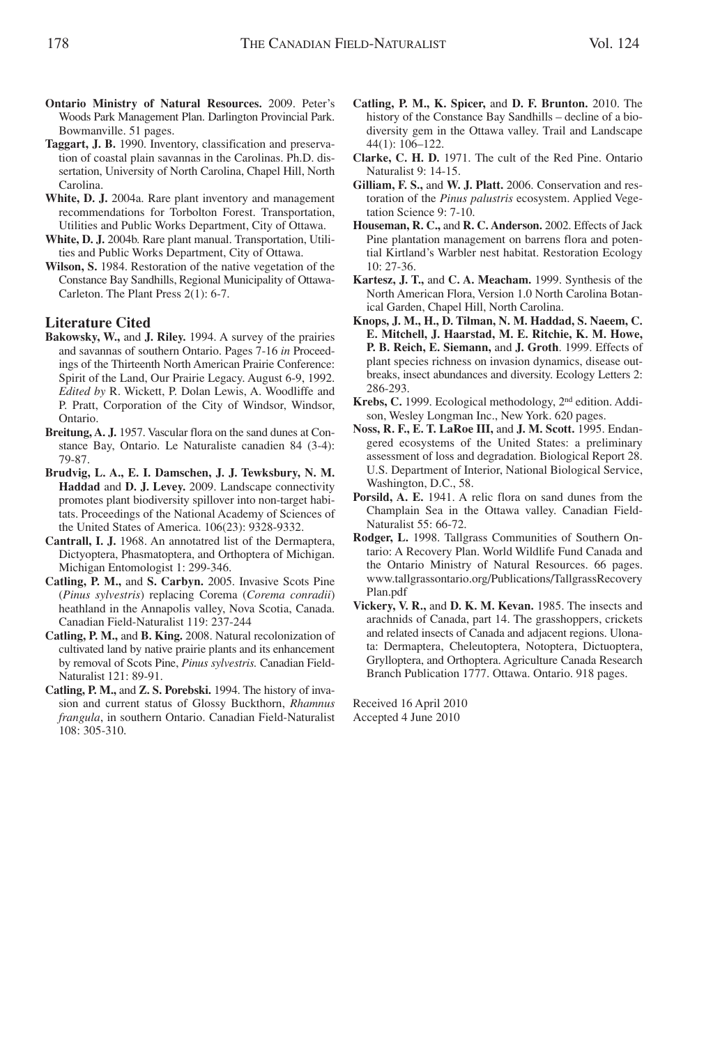**Ontario Ministry of Natural Resources.** 2009. Peter's Woods Park Management Plan. Darlington Provincial Park. Bowmanville. 51 pages.

**Taggart, J. B.** 1990. Inventory, classification and preservation of coastal plain savannas in the Carolinas. Ph.D. dissertation, University of North Carolina, Chapel Hill, North Carolina.

**White, D. J.** 2004a. Rare plant inventory and management recommendations for Torbolton Forest. Transportation, Utilities and Public Works Department, City of Ottawa.

**White, D. J.** 2004b. Rare plant manual. Transportation, Utilities and Public Works Department, City of Ottawa.

**Wilson, S.** 1984. Restoration of the native vegetation of the Constance Bay Sandhills, Regional Municipality of Ottawa-Carleton. The Plant Press 2(1): 6-7.

## Literature Cited

**Bakowsky, W.,** and **J. Riley.** 1994. A survey of the prairies and savannas of southern Ontario. Pages 7-16 *in* Proceedings of the Thirteenth North American Prairie Conference: Spirit of the Land, Our Prairie Legacy. August 6-9, 1992. *Edited by* R. Wickett, P. Dolan Lewis, A. Woodliffe and P. Pratt, Corporation of the City of Windsor, Windsor, Ontario.

**Breitung, A. J.** 1957. Vascular flora on the sand dunes at Constance Bay, Ontario. Le Naturaliste canadien 84 (3-4): 79-87.

**Brudvig, L. A., E. I. Damschen, J. J. Tewksbury, N. M. Haddad** and **D. J. Levey.** 2009. Landscape connectivity promotes plant biodiversity spillover into non-target habitats. Proceedings of the National Academy of Sciences of the United States of America. 106(23): 9328-9332.

**Cantrall, I. J.** 1968. An annotatred list of the Dermaptera, Dictyoptera, Phasmatoptera, and Orthoptera of Michigan. Michigan Entomologist 1: 299-346.

**Catling, P. M.,** and **S. Carbyn.** 2005. Invasive Scots Pine (*Pinus sylvestris*) replacing Corema (*Corema conradii*) heathland in the Annapolis valley, Nova Scotia, Canada. Canadian Field-Naturalist 119: 237-244

**Catling, P. M.,** and **B. King.** 2008. Natural recolonization of cultivated land by native prairie plants and its enhancement by removal of Scots Pine, *Pinus sylvestris.* Canadian Field-Naturalist 121: 89-91.

**Catling, P. M.,** and **Z. S. Porebski.** 1994. The history of invasion and current status of Glossy Buckthorn, *Rhamnus frangula*, in southern Ontario. Canadian Field-Naturalist 108: 305-310.

**Catling, P. M., K. Spicer,** and **D. F. Brunton.** 2010. The history of the Constance Bay Sandhills – decline of a biodiversity gem in the Ottawa valley. Trail and Landscape 44(1): 106–122.

**Clarke, C. H. D.** 1971. The cult of the Red Pine. Ontario Naturalist 9: 14-15.

**Gilliam, F. S.,** and **W. J. Platt.** 2006. Conservation and restoration of the *Pinus palustris* ecosystem. Applied Vegetation Science 9: 7-10.

**Houseman, R. C.,** and **R. C. Anderson.** 2002. Effects of Jack Pine plantation management on barrens flora and potential Kirtland's Warbler nest habitat. Restoration Ecology 10: 27-36.

**Kartesz, J. T.,** and **C. A. Meacham.** 1999. Synthesis of the North American Flora, Version 1.0 North Carolina Botanical Garden, Chapel Hill, North Carolina.

**Knops, J. M., H., D. Tilman, N. M. Haddad, S. Naeem, C. E. Mitchell, J. Haarstad, M. E. Ritchie, K. M. Howe, P. B. Reich, E. Siemann,** and **J. Groth**. 1999. Effects of plant species richness on invasion dynamics, disease outbreaks, insect abundances and diversity. Ecology Letters 2: 286-293.

**Krebs, C.** 1999. Ecological methodology, 2nd edition. Addison, Wesley Longman Inc., New York. 620 pages.

**Noss, R. F., E. T. LaRoe III,** and **J. M. Scott.** 1995. Endangered ecosystems of the United States: a preliminary assessment of loss and degradation. Biological Report 28. U.S. Department of Interior, National Biological Service, Washington, D.C., 58.

**Porsild, A. E.** 1941. A relic flora on sand dunes from the Champlain Sea in the Ottawa valley. Canadian Field-Naturalist 55: 66-72.

**Rodger, L.** 1998. Tallgrass Communities of Southern Ontario: A Recovery Plan. World Wildlife Fund Canada and the Ontario Ministry of Natural Resources. 66 pages. www.tallgrassontario.org/Publications/TallgrassRecoveryPlan.pdf

**Vickery, V. R.,** and **D. K. M. Kevan.** 1985. The insects and arachnids of Canada, part 14. The grasshoppers, crickets and related insects of Canada and adjacent regions. Ulonata: Dermaptera, Cheleutoptera, Notoptera, Dictuoptera, Grylloptera, and Orthoptera. Agriculture Canada Research Branch Publication 1777. Ottawa. Ontario. 918 pages.

Received 16 April 2010
Accepted 4 June 2010